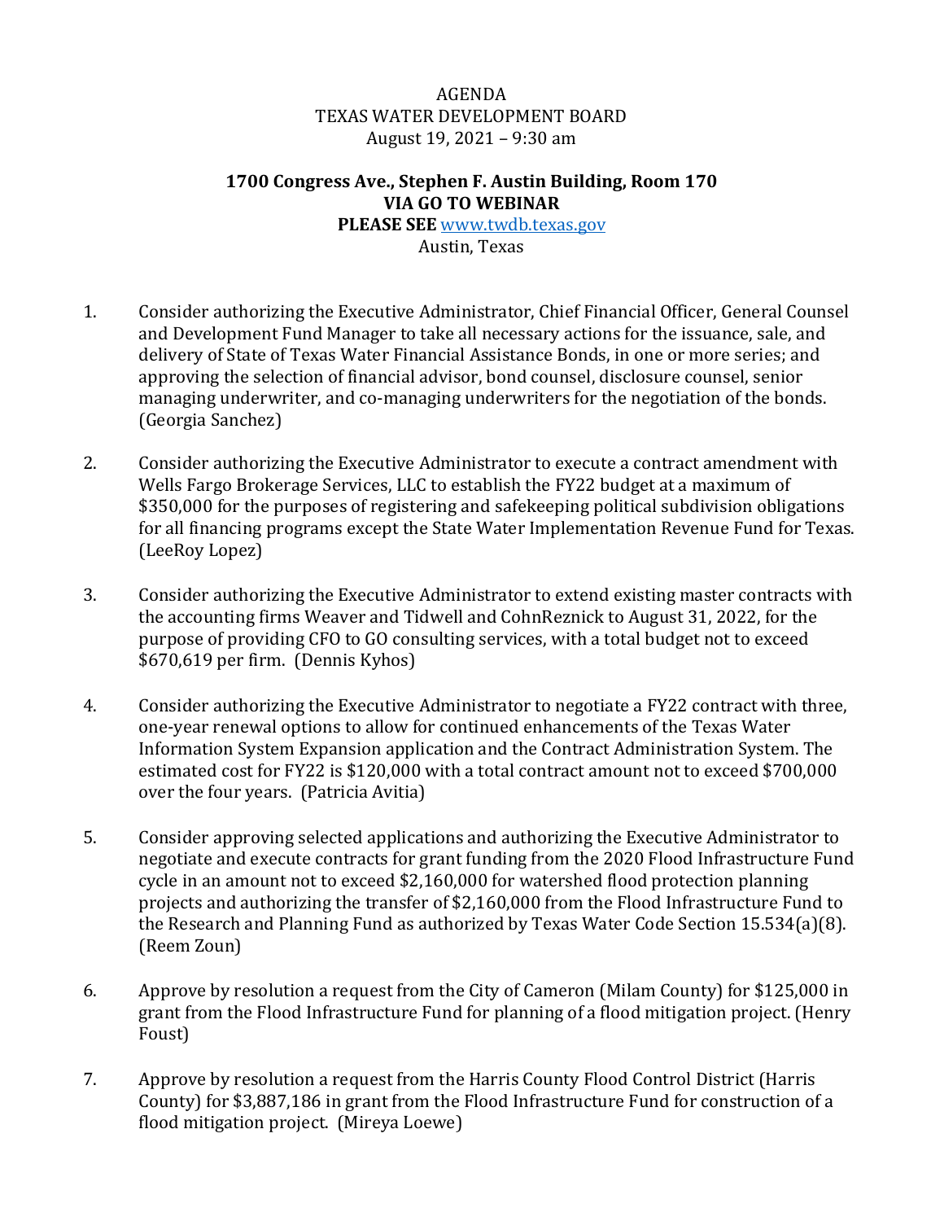AGENDA
TEXAS WATER DEVELOPMENT BOARD
August 19, 2021 – 9:30 am

**1700 Congress Ave., Stephen F. Austin Building, Room 170**
**VIA GO TO WEBINAR**
**PLEASE SEE** www.twdb.texas.gov
Austin, Texas

1. Consider authorizing the Executive Administrator, Chief Financial Officer, General Counsel and Development Fund Manager to take all necessary actions for the issuance, sale, and delivery of State of Texas Water Financial Assistance Bonds, in one or more series; and approving the selection of financial advisor, bond counsel, disclosure counsel, senior managing underwriter, and co-managing underwriters for the negotiation of the bonds. (Georgia Sanchez)

2. Consider authorizing the Executive Administrator to execute a contract amendment with Wells Fargo Brokerage Services, LLC to establish the FY22 budget at a maximum of $350,000 for the purposes of registering and safekeeping political subdivision obligations for all financing programs except the State Water Implementation Revenue Fund for Texas. (LeeRoy Lopez)

3. Consider authorizing the Executive Administrator to extend existing master contracts with the accounting firms Weaver and Tidwell and CohnReznick to August 31, 2022, for the purpose of providing CFO to GO consulting services, with a total budget not to exceed $670,619 per firm. (Dennis Kyhos)

4. Consider authorizing the Executive Administrator to negotiate a FY22 contract with three, one-year renewal options to allow for continued enhancements of the Texas Water Information System Expansion application and the Contract Administration System. The estimated cost for FY22 is $120,000 with a total contract amount not to exceed $700,000 over the four years. (Patricia Avitia)

5. Consider approving selected applications and authorizing the Executive Administrator to negotiate and execute contracts for grant funding from the 2020 Flood Infrastructure Fund cycle in an amount not to exceed $2,160,000 for watershed flood protection planning projects and authorizing the transfer of $2,160,000 from the Flood Infrastructure Fund to the Research and Planning Fund as authorized by Texas Water Code Section 15.534(a)(8). (Reem Zoun)

6. Approve by resolution a request from the City of Cameron (Milam County) for $125,000 in grant from the Flood Infrastructure Fund for planning of a flood mitigation project. (Henry Foust)

7. Approve by resolution a request from the Harris County Flood Control District (Harris County) for $3,887,186 in grant from the Flood Infrastructure Fund for construction of a flood mitigation project. (Mireya Loewe)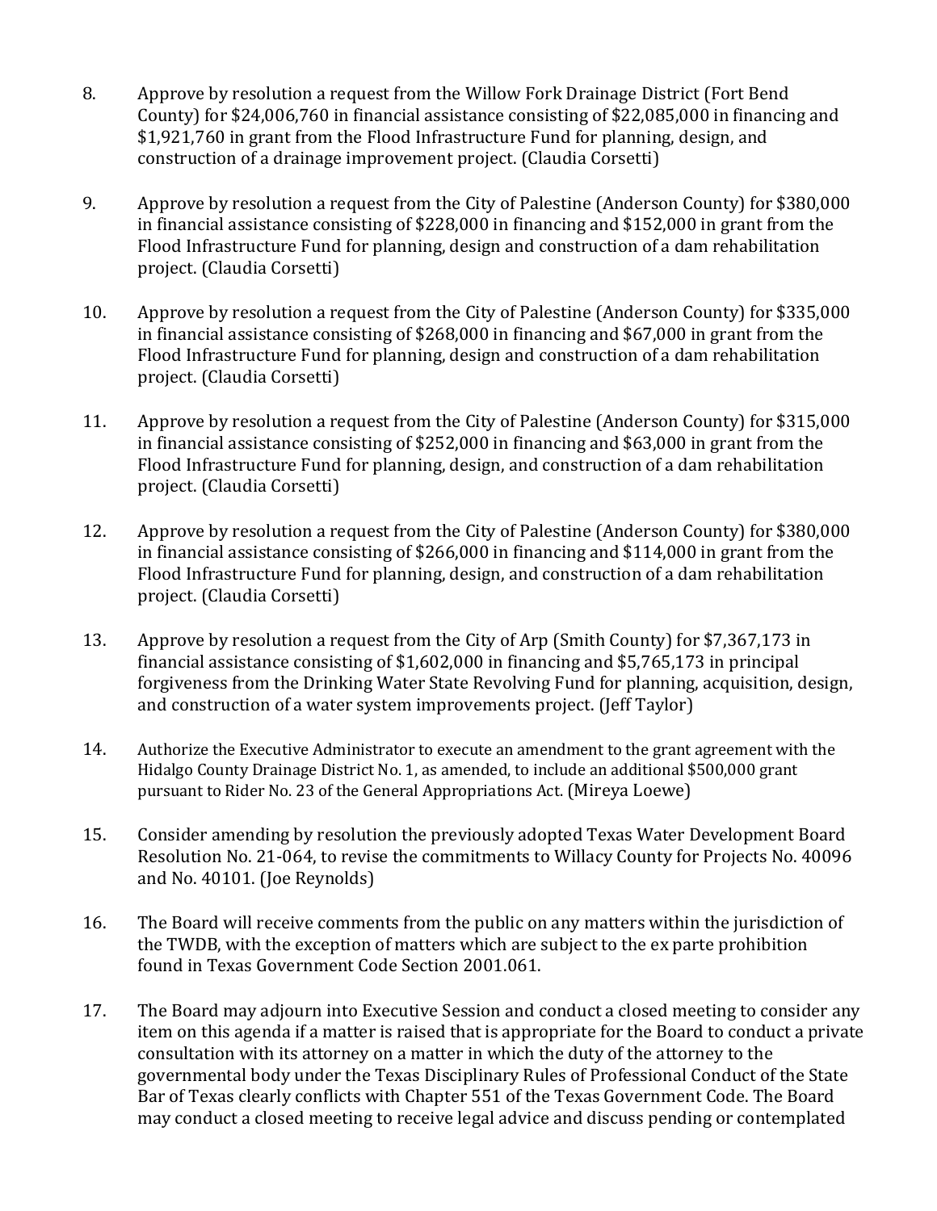8. Approve by resolution a request from the Willow Fork Drainage District (Fort Bend County) for $24,006,760 in financial assistance consisting of $22,085,000 in financing and $1,921,760 in grant from the Flood Infrastructure Fund for planning, design, and construction of a drainage improvement project. (Claudia Corsetti)

9. Approve by resolution a request from the City of Palestine (Anderson County) for $380,000 in financial assistance consisting of $228,000 in financing and $152,000 in grant from the Flood Infrastructure Fund for planning, design and construction of a dam rehabilitation project. (Claudia Corsetti)

10. Approve by resolution a request from the City of Palestine (Anderson County) for $335,000 in financial assistance consisting of $268,000 in financing and $67,000 in grant from the Flood Infrastructure Fund for planning, design and construction of a dam rehabilitation project. (Claudia Corsetti)

11. Approve by resolution a request from the City of Palestine (Anderson County) for $315,000 in financial assistance consisting of $252,000 in financing and $63,000 in grant from the Flood Infrastructure Fund for planning, design, and construction of a dam rehabilitation project. (Claudia Corsetti)

12. Approve by resolution a request from the City of Palestine (Anderson County) for $380,000 in financial assistance consisting of $266,000 in financing and $114,000 in grant from the Flood Infrastructure Fund for planning, design, and construction of a dam rehabilitation project. (Claudia Corsetti)

13. Approve by resolution a request from the City of Arp (Smith County) for $7,367,173 in financial assistance consisting of $1,602,000 in financing and $5,765,173 in principal forgiveness from the Drinking Water State Revolving Fund for planning, acquisition, design, and construction of a water system improvements project. (Jeff Taylor)

14. Authorize the Executive Administrator to execute an amendment to the grant agreement with the Hidalgo County Drainage District No. 1, as amended, to include an additional $500,000 grant pursuant to Rider No. 23 of the General Appropriations Act. (Mireya Loewe)

15. Consider amending by resolution the previously adopted Texas Water Development Board Resolution No. 21-064, to revise the commitments to Willacy County for Projects No. 40096 and No. 40101. (Joe Reynolds)

16. The Board will receive comments from the public on any matters within the jurisdiction of the TWDB, with the exception of matters which are subject to the ex parte prohibition found in Texas Government Code Section 2001.061.

17. The Board may adjourn into Executive Session and conduct a closed meeting to consider any item on this agenda if a matter is raised that is appropriate for the Board to conduct a private consultation with its attorney on a matter in which the duty of the attorney to the governmental body under the Texas Disciplinary Rules of Professional Conduct of the State Bar of Texas clearly conflicts with Chapter 551 of the Texas Government Code. The Board may conduct a closed meeting to receive legal advice and discuss pending or contemplated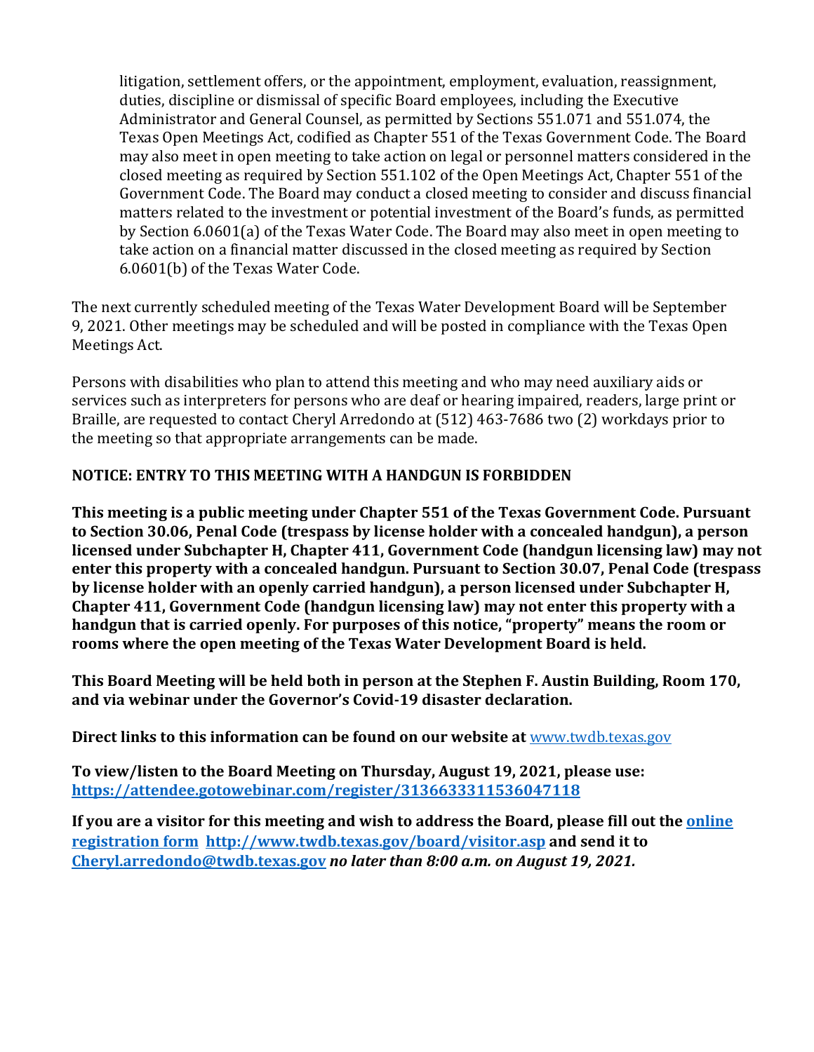litigation, settlement offers, or the appointment, employment, evaluation, reassignment, duties, discipline or dismissal of specific Board employees, including the Executive Administrator and General Counsel, as permitted by Sections 551.071 and 551.074, the Texas Open Meetings Act, codified as Chapter 551 of the Texas Government Code. The Board may also meet in open meeting to take action on legal or personnel matters considered in the closed meeting as required by Section 551.102 of the Open Meetings Act, Chapter 551 of the Government Code. The Board may conduct a closed meeting to consider and discuss financial matters related to the investment or potential investment of the Board's funds, as permitted by Section 6.0601(a) of the Texas Water Code. The Board may also meet in open meeting to take action on a financial matter discussed in the closed meeting as required by Section 6.0601(b) of the Texas Water Code.

The next currently scheduled meeting of the Texas Water Development Board will be September 9, 2021. Other meetings may be scheduled and will be posted in compliance with the Texas Open Meetings Act.

Persons with disabilities who plan to attend this meeting and who may need auxiliary aids or services such as interpreters for persons who are deaf or hearing impaired, readers, large print or Braille, are requested to contact Cheryl Arredondo at (512) 463-7686 two (2) workdays prior to the meeting so that appropriate arrangements can be made.

**NOTICE: ENTRY TO THIS MEETING WITH A HANDGUN IS FORBIDDEN**

**This meeting is a public meeting under Chapter 551 of the Texas Government Code. Pursuant to Section 30.06, Penal Code (trespass by license holder with a concealed handgun), a person licensed under Subchapter H, Chapter 411, Government Code (handgun licensing law) may not enter this property with a concealed handgun. Pursuant to Section 30.07, Penal Code (trespass by license holder with an openly carried handgun), a person licensed under Subchapter H, Chapter 411, Government Code (handgun licensing law) may not enter this property with a handgun that is carried openly. For purposes of this notice, "property" means the room or rooms where the open meeting of the Texas Water Development Board is held.**

**This Board Meeting will be held both in person at the Stephen F. Austin Building, Room 170, and via webinar under the Governor's Covid-19 disaster declaration.**

**Direct links to this information can be found on our website at** www.twdb.texas.gov

**To view/listen to the Board Meeting on Thursday, August 19, 2021, please use: https://attendee.gotowebinar.com/register/3136633311536047118**

**If you are a visitor for this meeting and wish to address the Board, please fill out the online registration form http://www.twdb.texas.gov/board/visitor.asp and send it to Cheryl.arredondo@twdb.texas.gov** ***no later than 8:00 a.m. on August 19, 2021.***